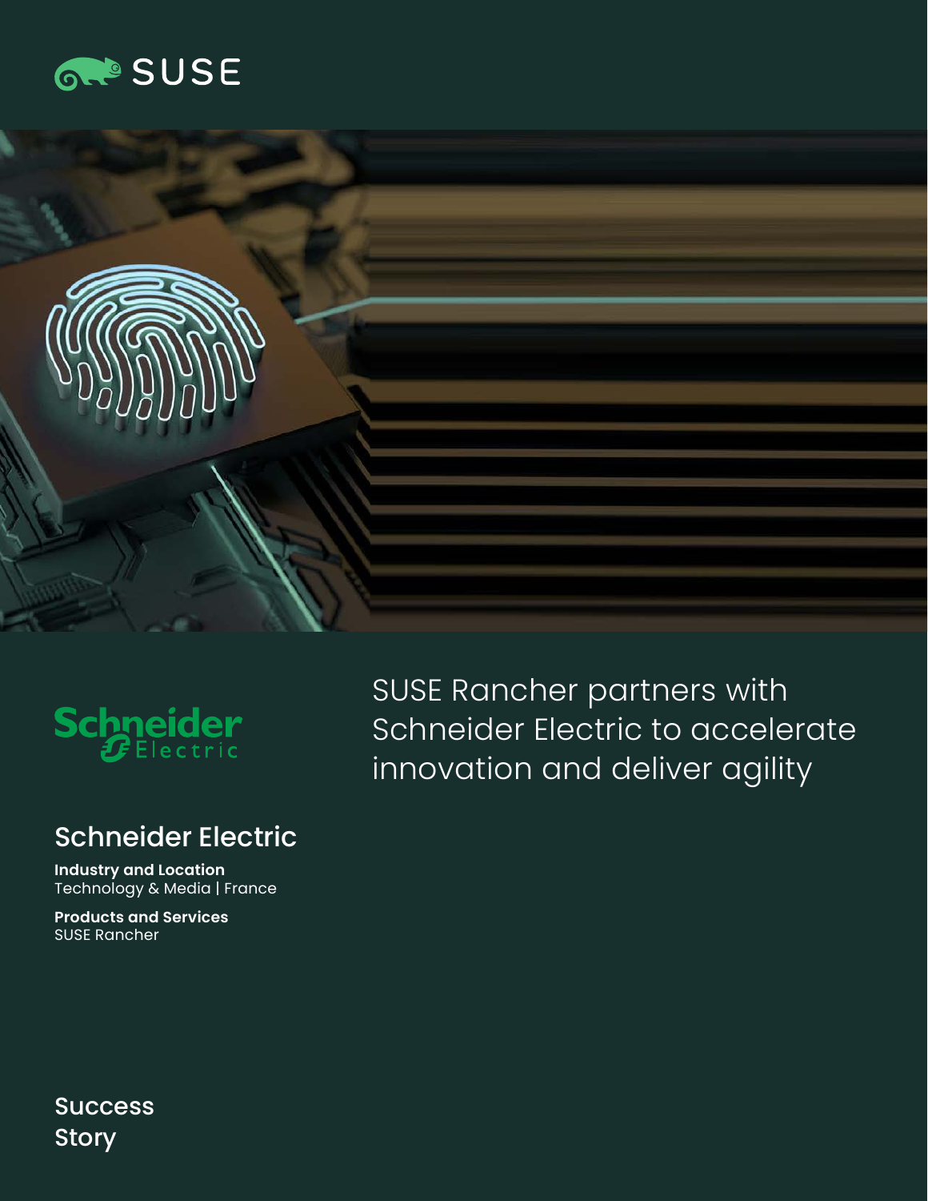# SUSE Rancher partners with Schneider Electric to accelerate innovation and deliver agility

## Schneider Electric

**Industry and Location**
Technology & Media | France

**Products and Services**
SUSE Rancher

Success Story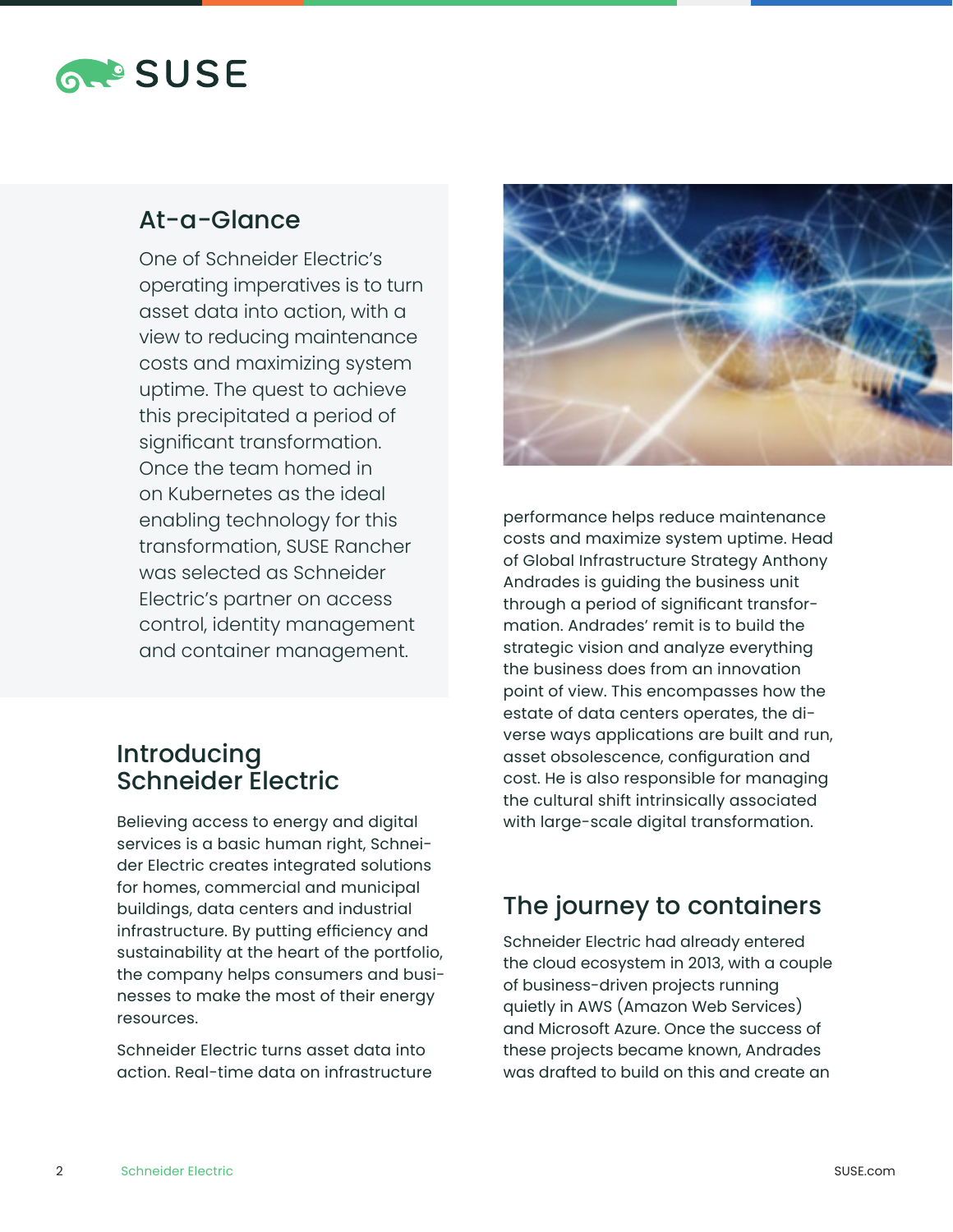## At-a-Glance

One of Schneider Electric's operating imperatives is to turn asset data into action, with a view to reducing maintenance costs and maximizing system uptime. The quest to achieve this precipitated a period of significant transformation. Once the team homed in on Kubernetes as the ideal enabling technology for this transformation, SUSE Rancher was selected as Schneider Electric's partner on access control, identity management and container management.

## Introducing Schneider Electric

Believing access to energy and digital services is a basic human right, Schneider Electric creates integrated solutions for homes, commercial and municipal buildings, data centers and industrial infrastructure. By putting efficiency and sustainability at the heart of the portfolio, the company helps consumers and businesses to make the most of their energy resources.

Schneider Electric turns asset data into action. Real-time data on infrastructure performance helps reduce maintenance costs and maximize system uptime. Head of Global Infrastructure Strategy Anthony Andrades is guiding the business unit through a period of significant transformation. Andrades' remit is to build the strategic vision and analyze everything the business does from an innovation point of view. This encompasses how the estate of data centers operates, the diverse ways applications are built and run, asset obsolescence, configuration and cost. He is also responsible for managing the cultural shift intrinsically associated with large-scale digital transformation.

## The journey to containers

Schneider Electric had already entered the cloud ecosystem in 2013, with a couple of business-driven projects running quietly in AWS (Amazon Web Services) and Microsoft Azure. Once the success of these projects became known, Andrades was drafted to build on this and create an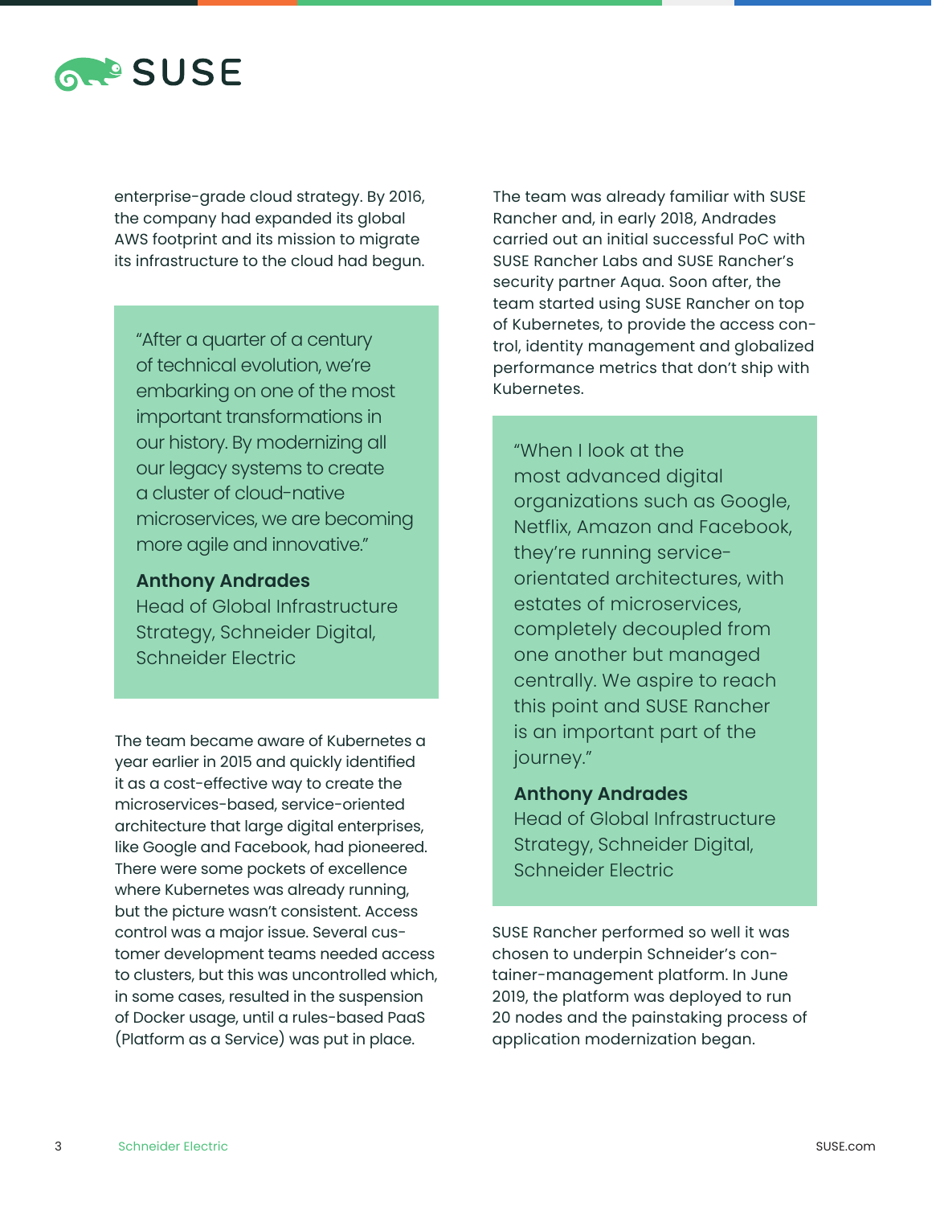enterprise-grade cloud strategy. By 2016, the company had expanded its global AWS footprint and its mission to migrate its infrastructure to the cloud had begun.

> "After a quarter of a century of technical evolution, we're embarking on one of the most important transformations in our history. By modernizing all our legacy systems to create a cluster of cloud-native microservices, we are becoming more agile and innovative."
>
> **Anthony Andrades**
> Head of Global Infrastructure Strategy, Schneider Digital, Schneider Electric

The team became aware of Kubernetes a year earlier in 2015 and quickly identified it as a cost-effective way to create the microservices-based, service-oriented architecture that large digital enterprises, like Google and Facebook, had pioneered. There were some pockets of excellence where Kubernetes was already running, but the picture wasn't consistent. Access control was a major issue. Several customer development teams needed access to clusters, but this was uncontrolled which, in some cases, resulted in the suspension of Docker usage, until a rules-based PaaS (Platform as a Service) was put in place.

The team was already familiar with SUSE Rancher and, in early 2018, Andrades carried out an initial successful PoC with SUSE Rancher Labs and SUSE Rancher's security partner Aqua. Soon after, the team started using SUSE Rancher on top of Kubernetes, to provide the access control, identity management and globalized performance metrics that don't ship with Kubernetes.

> "When I look at the most advanced digital organizations such as Google, Netflix, Amazon and Facebook, they're running service-orientated architectures, with estates of microservices, completely decoupled from one another but managed centrally. We aspire to reach this point and SUSE Rancher is an important part of the journey."
>
> **Anthony Andrades**
> Head of Global Infrastructure Strategy, Schneider Digital, Schneider Electric

SUSE Rancher performed so well it was chosen to underpin Schneider's container-management platform. In June 2019, the platform was deployed to run 20 nodes and the painstaking process of application modernization began.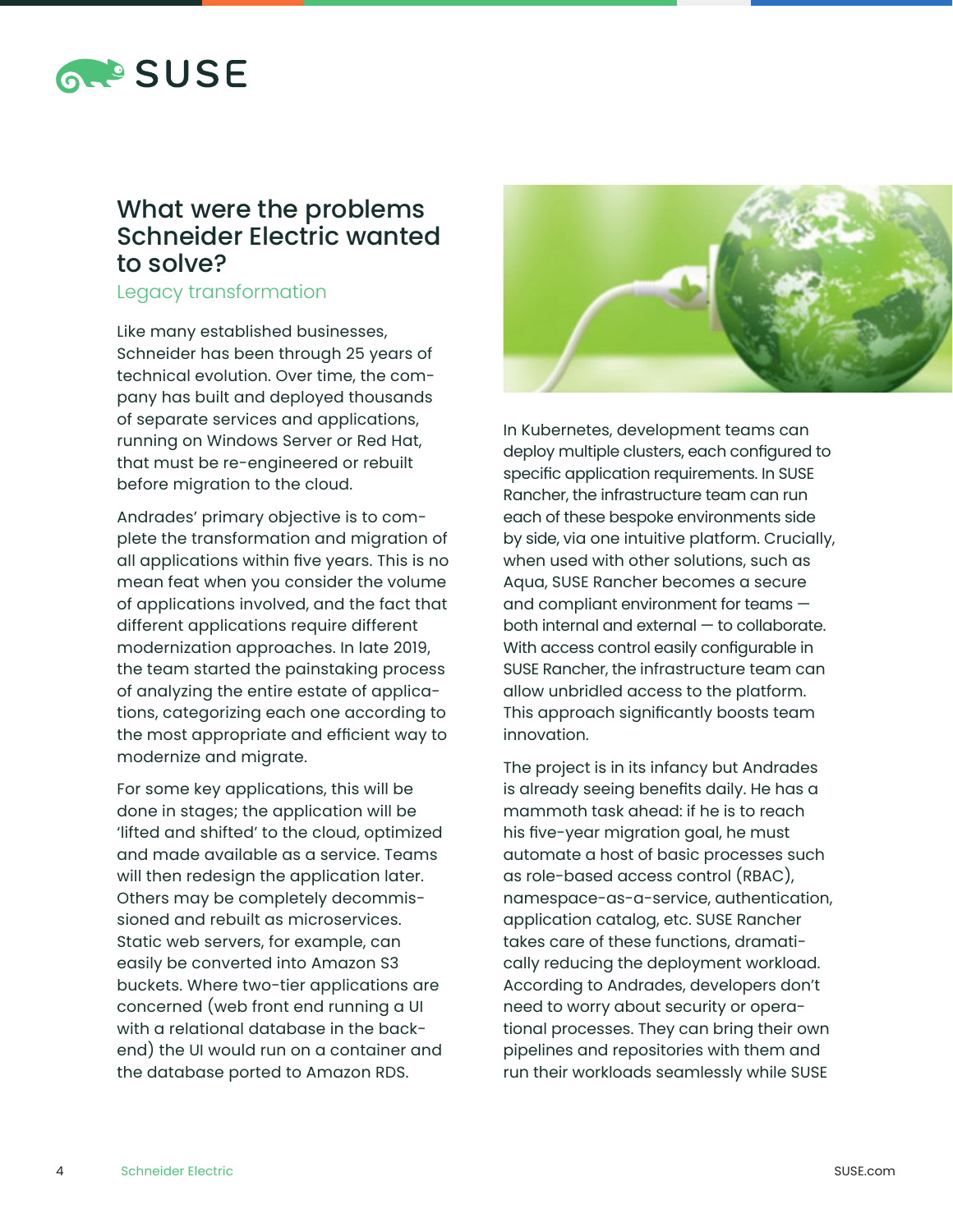## What were the problems Schneider Electric wanted to solve?

### Legacy transformation

Like many established businesses, Schneider has been through 25 years of technical evolution. Over time, the company has built and deployed thousands of separate services and applications, running on Windows Server or Red Hat, that must be re-engineered or rebuilt before migration to the cloud.

Andrades' primary objective is to complete the transformation and migration of all applications within five years. This is no mean feat when you consider the volume of applications involved, and the fact that different applications require different modernization approaches. In late 2019, the team started the painstaking process of analyzing the entire estate of applications, categorizing each one according to the most appropriate and efficient way to modernize and migrate.

For some key applications, this will be done in stages; the application will be 'lifted and shifted' to the cloud, optimized and made available as a service. Teams will then redesign the application later. Others may be completely decommissioned and rebuilt as microservices. Static web servers, for example, can easily be converted into Amazon S3 buckets. Where two-tier applications are concerned (web front end running a UI with a relational database in the back-end) the UI would run on a container and the database ported to Amazon RDS.

In Kubernetes, development teams can deploy multiple clusters, each configured to specific application requirements. In SUSE Rancher, the infrastructure team can run each of these bespoke environments side by side, via one intuitive platform. Crucially, when used with other solutions, such as Aqua, SUSE Rancher becomes a secure and compliant environment for teams — both internal and external — to collaborate. With access control easily configurable in SUSE Rancher, the infrastructure team can allow unbridled access to the platform. This approach significantly boosts team innovation.

The project is in its infancy but Andrades is already seeing benefits daily. He has a mammoth task ahead: if he is to reach his five-year migration goal, he must automate a host of basic processes such as role-based access control (RBAC), namespace-as-a-service, authentication, application catalog, etc. SUSE Rancher takes care of these functions, dramatically reducing the deployment workload. According to Andrades, developers don't need to worry about security or operational processes. They can bring their own pipelines and repositories with them and run their workloads seamlessly while SUSE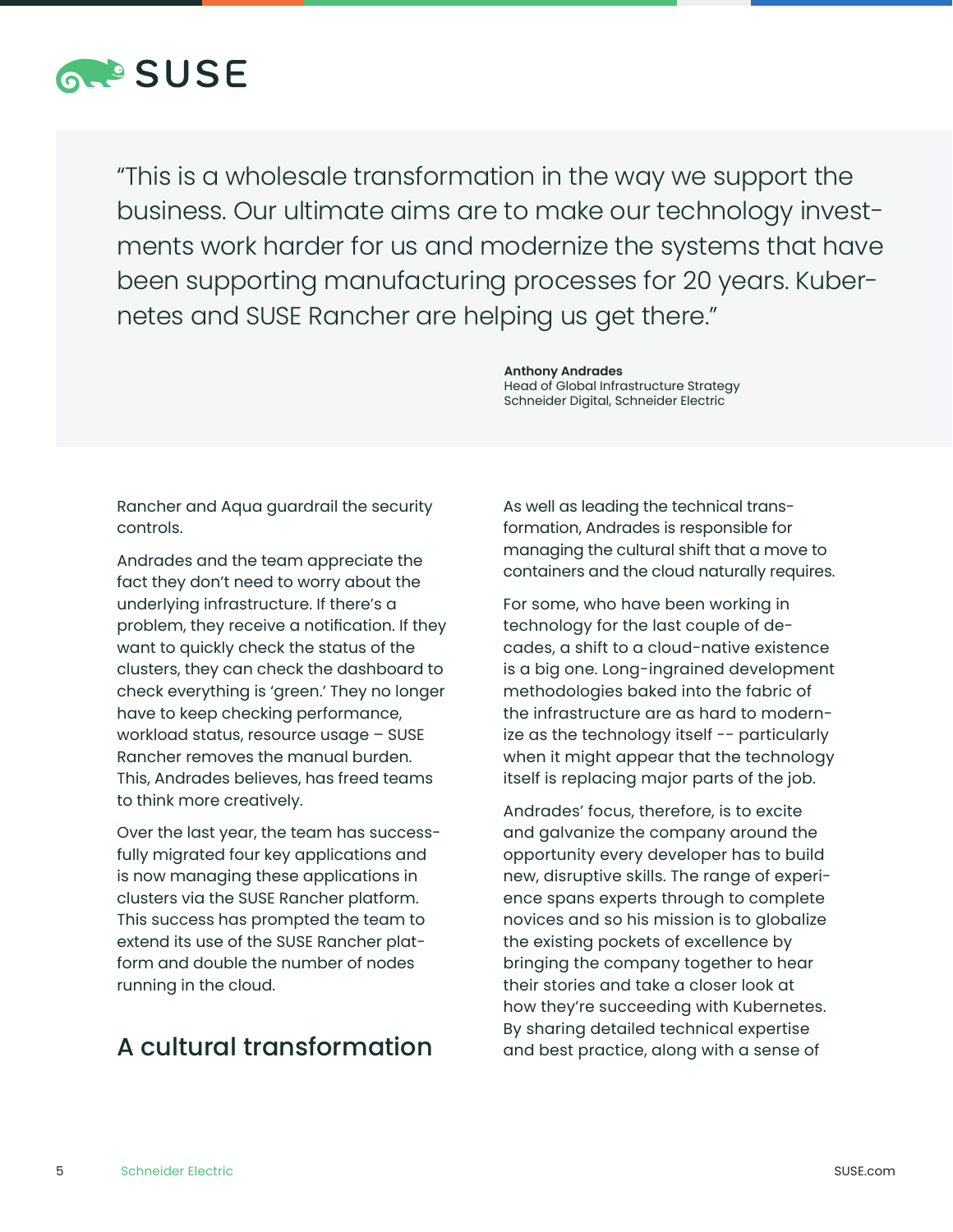"This is a wholesale transformation in the way we support the business. Our ultimate aims are to make our technology investments work harder for us and modernize the systems that have been supporting manufacturing processes for 20 years. Kubernetes and SUSE Rancher are helping us get there."

**Anthony Andrades**
Head of Global Infrastructure Strategy
Schneider Digital, Schneider Electric

Rancher and Aqua guardrail the security controls.

Andrades and the team appreciate the fact they don't need to worry about the underlying infrastructure. If there's a problem, they receive a notification. If they want to quickly check the status of the clusters, they can check the dashboard to check everything is 'green.' They no longer have to keep checking performance, workload status, resource usage – SUSE Rancher removes the manual burden. This, Andrades believes, has freed teams to think more creatively.

Over the last year, the team has successfully migrated four key applications and is now managing these applications in clusters via the SUSE Rancher platform. This success has prompted the team to extend its use of the SUSE Rancher platform and double the number of nodes running in the cloud.

## A cultural transformation

As well as leading the technical transformation, Andrades is responsible for managing the cultural shift that a move to containers and the cloud naturally requires.

For some, who have been working in technology for the last couple of decades, a shift to a cloud-native existence is a big one. Long-ingrained development methodologies baked into the fabric of the infrastructure are as hard to modernize as the technology itself -- particularly when it might appear that the technology itself is replacing major parts of the job.

Andrades' focus, therefore, is to excite and galvanize the company around the opportunity every developer has to build new, disruptive skills. The range of experience spans experts through to complete novices and so his mission is to globalize the existing pockets of excellence by bringing the company together to hear their stories and take a closer look at how they're succeeding with Kubernetes. By sharing detailed technical expertise and best practice, along with a sense of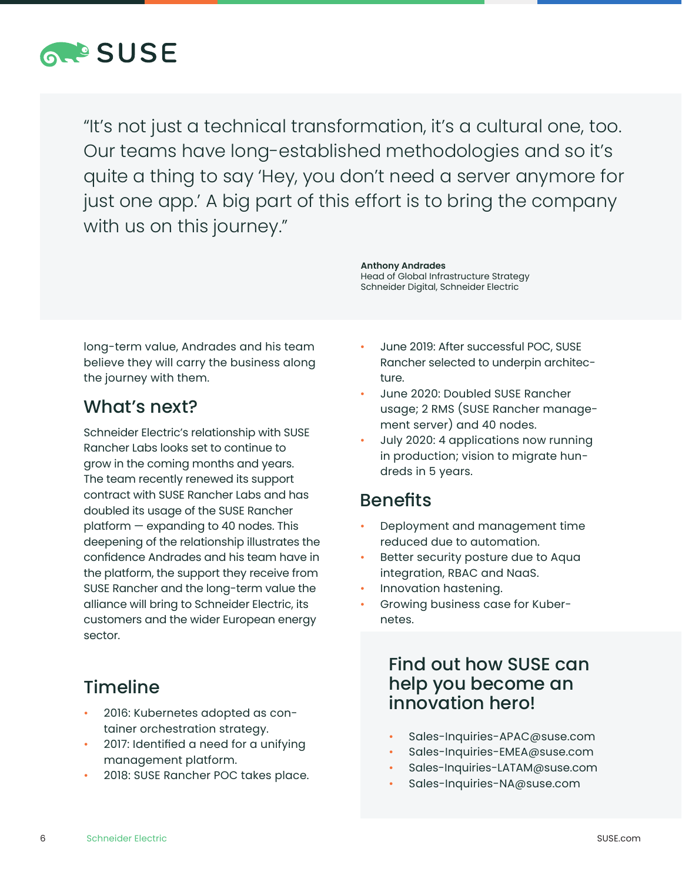"It's not just a technical transformation, it's a cultural one, too. Our teams have long-established methodologies and so it's quite a thing to say 'Hey, you don't need a server anymore for just one app.' A big part of this effort is to bring the company with us on this journey."

**Anthony Andrades**
Head of Global Infrastructure Strategy
Schneider Digital, Schneider Electric

long-term value, Andrades and his team believe they will carry the business along the journey with them.

## What's next?

Schneider Electric's relationship with SUSE Rancher Labs looks set to continue to grow in the coming months and years. The team recently renewed its support contract with SUSE Rancher Labs and has doubled its usage of the SUSE Rancher platform — expanding to 40 nodes. This deepening of the relationship illustrates the confidence Andrades and his team have in the platform, the support they receive from SUSE Rancher and the long-term value the alliance will bring to Schneider Electric, its customers and the wider European energy sector.

## Timeline

- 2016: Kubernetes adopted as container orchestration strategy.
- 2017: Identified a need for a unifying management platform.
- 2018: SUSE Rancher POC takes place.
- June 2019: After successful POC, SUSE Rancher selected to underpin architecture.
- June 2020: Doubled SUSE Rancher usage; 2 RMS (SUSE Rancher management server) and 40 nodes.
- July 2020: 4 applications now running in production; vision to migrate hundreds in 5 years.

## Benefits

- Deployment and management time reduced due to automation.
- Better security posture due to Aqua integration, RBAC and NaaS.
- Innovation hastening.
- Growing business case for Kubernetes.

## Find out how SUSE can help you become an innovation hero!

- Sales-Inquiries-APAC@suse.com
- Sales-Inquiries-EMEA@suse.com
- Sales-Inquiries-LATAM@suse.com
- Sales-Inquiries-NA@suse.com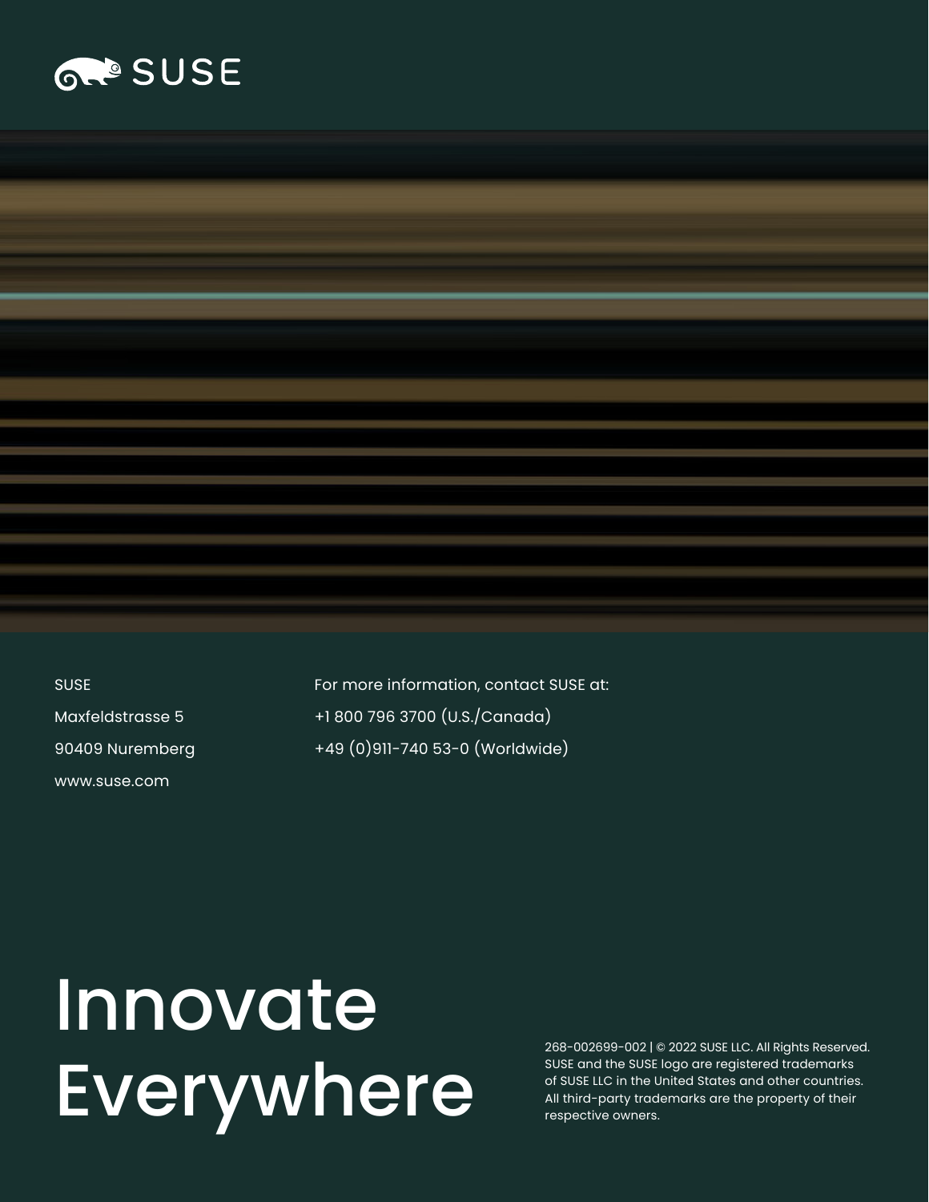SUSE

SUSE
Maxfeldstrasse 5
90409 Nuremberg
www.suse.com

For more information, contact SUSE at:
+1 800 796 3700 (U.S./Canada)
+49 (0)911-740 53-0 (Worldwide)

# Innovate Everywhere

268-002699-002 | © 2022 SUSE LLC. All Rights Reserved. SUSE and the SUSE logo are registered trademarks of SUSE LLC in the United States and other countries. All third-party trademarks are the property of their respective owners.